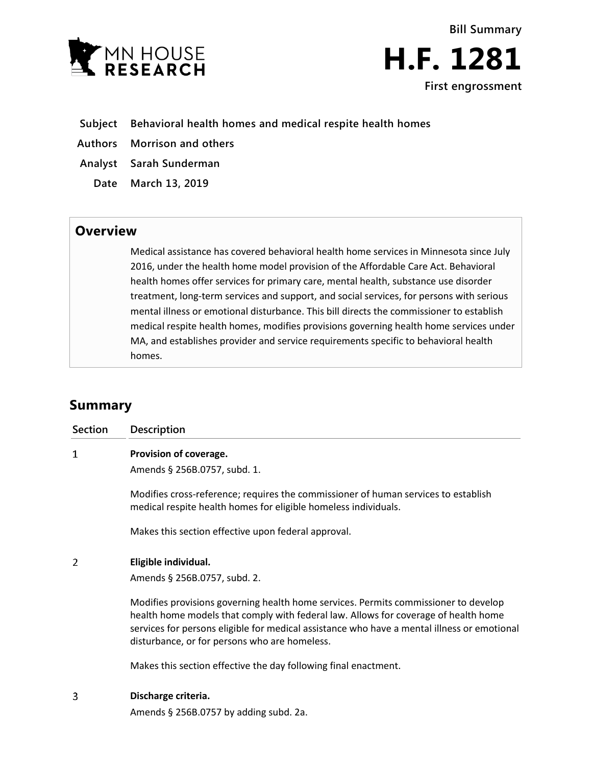MN HOUSE RESEARCH

Bill Summary

# H.F. 1281

First engrossment

| | |
|---|---|
| **Subject** | **Behavioral health homes and medical respite health homes** |
| **Authors** | **Morrison and others** |
| **Analyst** | **Sarah Sunderman** |
| **Date** | **March 13, 2019** |

## Overview

Medical assistance has covered behavioral health home services in Minnesota since July 2016, under the health home model provision of the Affordable Care Act. Behavioral health homes offer services for primary care, mental health, substance use disorder treatment, long-term services and support, and social services, for persons with serious mental illness or emotional disturbance. This bill directs the commissioner to establish medical respite health homes, modifies provisions governing health home services under MA, and establishes provider and service requirements specific to behavioral health homes.

## Summary

| Section | Description |
|---|---|
| 1 | **Provision of coverage.**<br>Amends § 256B.0757, subd. 1.<br><br>Modifies cross-reference; requires the commissioner of human services to establish medical respite health homes for eligible homeless individuals.<br><br>Makes this section effective upon federal approval. |
| 2 | **Eligible individual.**<br>Amends § 256B.0757, subd. 2.<br><br>Modifies provisions governing health home services. Permits commissioner to develop health home models that comply with federal law. Allows for coverage of health home services for persons eligible for medical assistance who have a mental illness or emotional disturbance, or for persons who are homeless.<br><br>Makes this section effective the day following final enactment. |
| 3 | **Discharge criteria.**<br>Amends § 256B.0757 by adding subd. 2a. |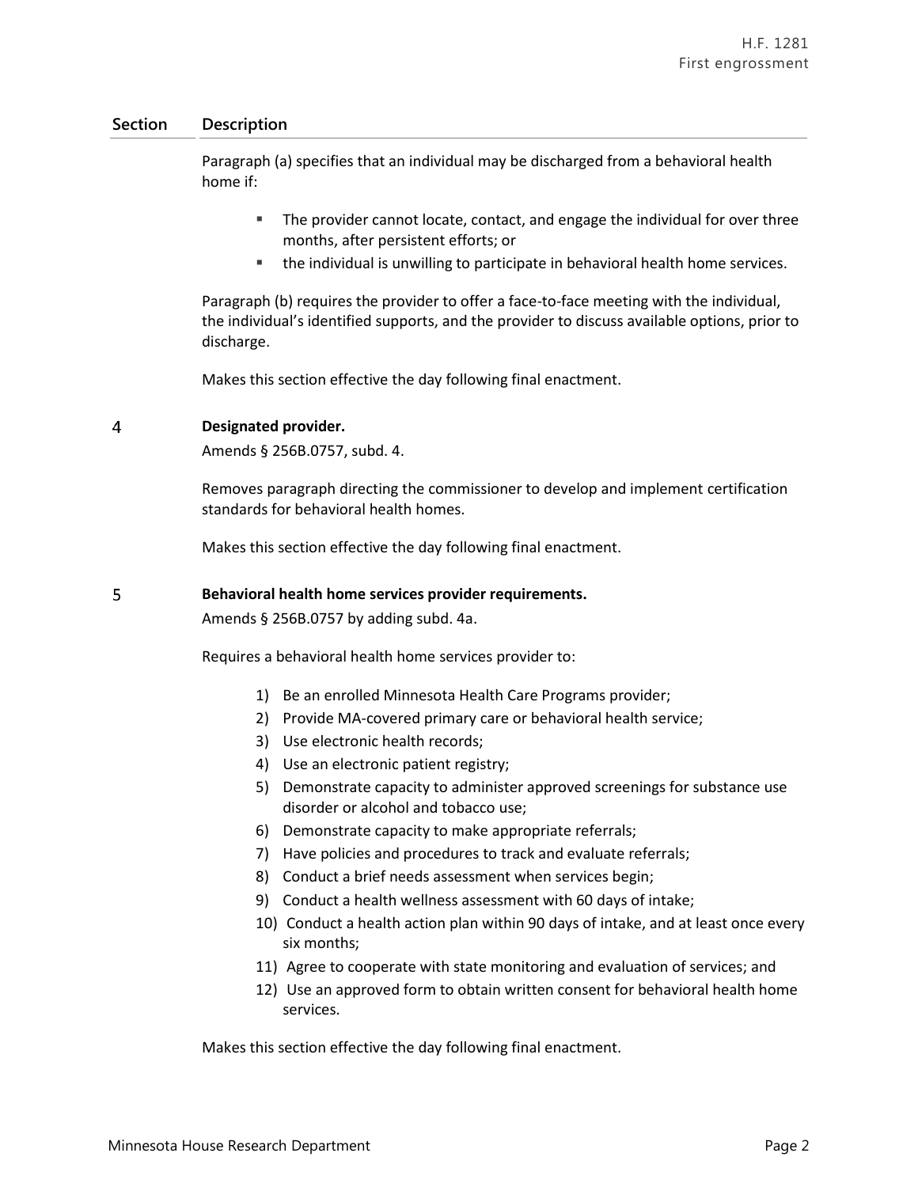| Section | Description |
|---|---|
| | Paragraph (a) specifies that an individual may be discharged from a behavioral health home if:<br><br>▪ The provider cannot locate, contact, and engage the individual for over three months, after persistent efforts; or<br>▪ the individual is unwilling to participate in behavioral health home services.<br><br>Paragraph (b) requires the provider to offer a face-to-face meeting with the individual, the individual's identified supports, and the provider to discuss available options, prior to discharge.<br><br>Makes this section effective the day following final enactment. |
| 4 | **Designated provider.**<br>Amends § 256B.0757, subd. 4.<br><br>Removes paragraph directing the commissioner to develop and implement certification standards for behavioral health homes.<br><br>Makes this section effective the day following final enactment. |
| 5 | **Behavioral health home services provider requirements.**<br>Amends § 256B.0757 by adding subd. 4a.<br><br>Requires a behavioral health home services provider to:<br><br>1) Be an enrolled Minnesota Health Care Programs provider;<br>2) Provide MA-covered primary care or behavioral health service;<br>3) Use electronic health records;<br>4) Use an electronic patient registry;<br>5) Demonstrate capacity to administer approved screenings for substance use disorder or alcohol and tobacco use;<br>6) Demonstrate capacity to make appropriate referrals;<br>7) Have policies and procedures to track and evaluate referrals;<br>8) Conduct a brief needs assessment when services begin;<br>9) Conduct a health wellness assessment with 60 days of intake;<br>10) Conduct a health action plan within 90 days of intake, and at least once every six months;<br>11) Agree to cooperate with state monitoring and evaluation of services; and<br>12) Use an approved form to obtain written consent for behavioral health home services.<br><br>Makes this section effective the day following final enactment. |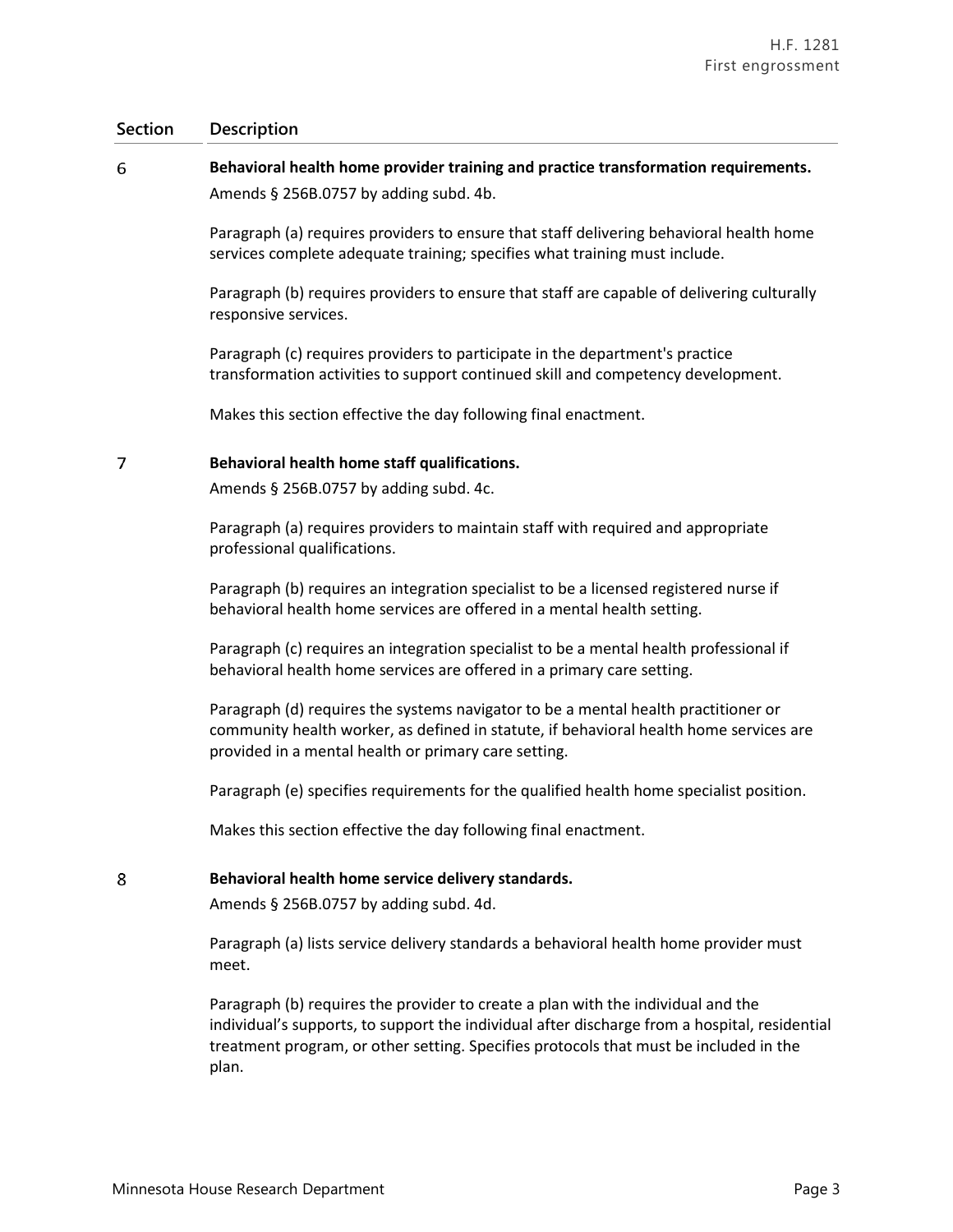| Section | Description |
|---|---|
| 6 | **Behavioral health home provider training and practice transformation requirements.** Amends § 256B.0757 by adding subd. 4b.<br><br>Paragraph (a) requires providers to ensure that staff delivering behavioral health home services complete adequate training; specifies what training must include.<br><br>Paragraph (b) requires providers to ensure that staff are capable of delivering culturally responsive services.<br><br>Paragraph (c) requires providers to participate in the department's practice transformation activities to support continued skill and competency development.<br><br>Makes this section effective the day following final enactment. |
| 7 | **Behavioral health home staff qualifications.** Amends § 256B.0757 by adding subd. 4c.<br><br>Paragraph (a) requires providers to maintain staff with required and appropriate professional qualifications.<br><br>Paragraph (b) requires an integration specialist to be a licensed registered nurse if behavioral health home services are offered in a mental health setting.<br><br>Paragraph (c) requires an integration specialist to be a mental health professional if behavioral health home services are offered in a primary care setting.<br><br>Paragraph (d) requires the systems navigator to be a mental health practitioner or community health worker, as defined in statute, if behavioral health home services are provided in a mental health or primary care setting.<br><br>Paragraph (e) specifies requirements for the qualified health home specialist position.<br><br>Makes this section effective the day following final enactment. |
| 8 | **Behavioral health home service delivery standards.** Amends § 256B.0757 by adding subd. 4d.<br><br>Paragraph (a) lists service delivery standards a behavioral health home provider must meet.<br><br>Paragraph (b) requires the provider to create a plan with the individual and the individual's supports, to support the individual after discharge from a hospital, residential treatment program, or other setting. Specifies protocols that must be included in the plan. |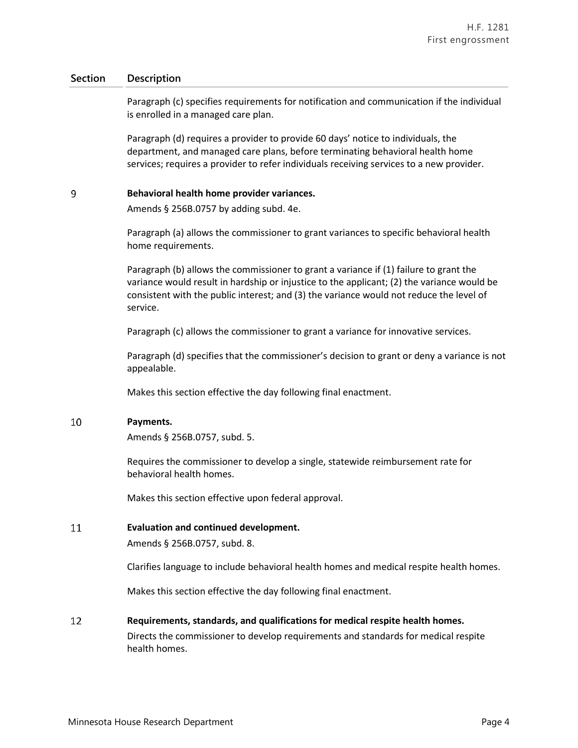| Section | Description |
|---|---|
| | Paragraph (c) specifies requirements for notification and communication if the individual is enrolled in a managed care plan.<br><br>Paragraph (d) requires a provider to provide 60 days' notice to individuals, the department, and managed care plans, before terminating behavioral health home services; requires a provider to refer individuals receiving services to a new provider. |
| 9 | **Behavioral health home provider variances.**<br>Amends § 256B.0757 by adding subd. 4e.<br><br>Paragraph (a) allows the commissioner to grant variances to specific behavioral health home requirements.<br><br>Paragraph (b) allows the commissioner to grant a variance if (1) failure to grant the variance would result in hardship or injustice to the applicant; (2) the variance would be consistent with the public interest; and (3) the variance would not reduce the level of service.<br><br>Paragraph (c) allows the commissioner to grant a variance for innovative services.<br><br>Paragraph (d) specifies that the commissioner's decision to grant or deny a variance is not appealable.<br><br>Makes this section effective the day following final enactment. |
| 10 | **Payments.**<br>Amends § 256B.0757, subd. 5.<br><br>Requires the commissioner to develop a single, statewide reimbursement rate for behavioral health homes.<br><br>Makes this section effective upon federal approval. |
| 11 | **Evaluation and continued development.**<br>Amends § 256B.0757, subd. 8.<br><br>Clarifies language to include behavioral health homes and medical respite health homes.<br><br>Makes this section effective the day following final enactment. |
| 12 | **Requirements, standards, and qualifications for medical respite health homes.**<br>Directs the commissioner to develop requirements and standards for medical respite health homes. |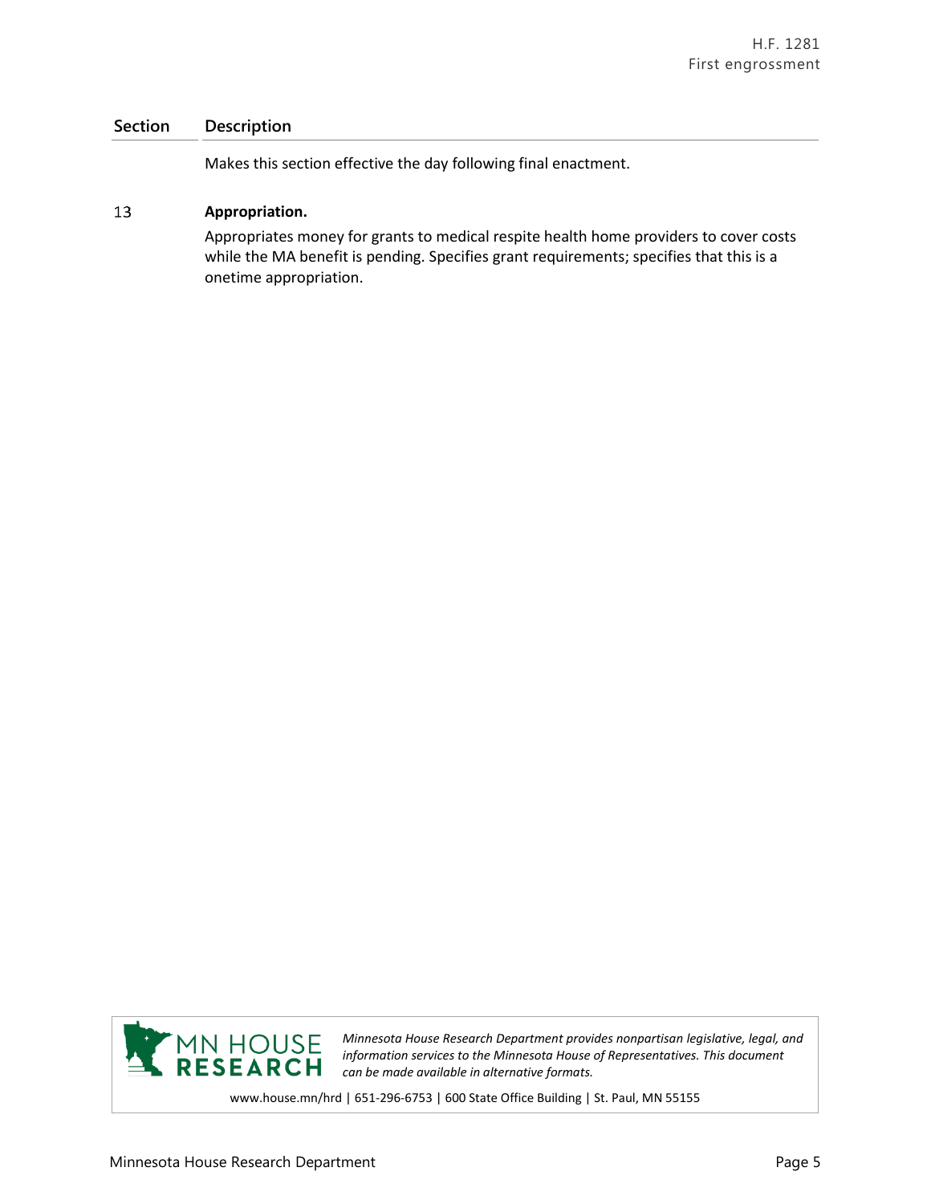| Section | Description |
|---|---|
| | Makes this section effective the day following final enactment. |
| 13 | **Appropriation.** |
| | Appropriates money for grants to medical respite health home providers to cover costs while the MA benefit is pending. Specifies grant requirements; specifies that this is a onetime appropriation. |

*Minnesota House Research Department provides nonpartisan legislative, legal, and information services to the Minnesota House of Representatives. This document can be made available in alternative formats.*

www.house.mn/hrd | 651-296-6753 | 600 State Office Building | St. Paul, MN 55155